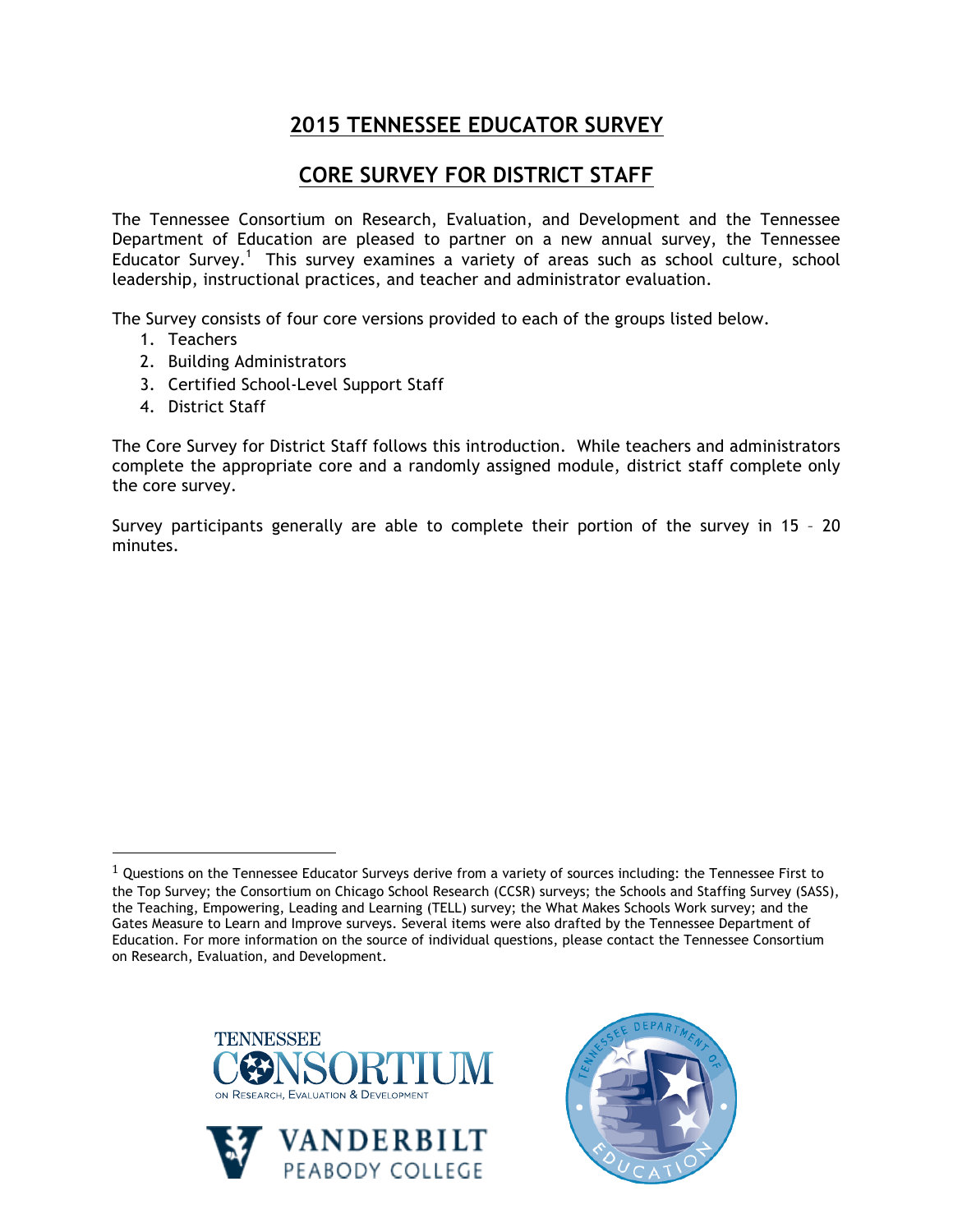# 2015 TENNESSEE EDUCATOR SURVEY

## CORE SURVEY FOR DISTRICT STAFF

The Tennessee Consortium on Research, Evaluation, and Development and the Tennessee Department of Education are pleased to partner on a new annual survey, the Tennessee Educator Survey.[1] This survey examines a variety of areas such as school culture, school leadership, instructional practices, and teacher and administrator evaluation.

The Survey consists of four core versions provided to each of the groups listed below.

1. Teachers
2. Building Administrators
3. Certified School-Level Support Staff
4. District Staff

The Core Survey for District Staff follows this introduction. While teachers and administrators complete the appropriate core and a randomly assigned module, district staff complete only the core survey.

Survey participants generally are able to complete their portion of the survey in 15 – 20 minutes.

---

[1] Questions on the Tennessee Educator Surveys derive from a variety of sources including: the Tennessee First to the Top Survey; the Consortium on Chicago School Research (CCSR) surveys; the Schools and Staffing Survey (SASS), the Teaching, Empowering, Leading and Learning (TELL) survey; the What Makes Schools Work survey; and the Gates Measure to Learn and Improve surveys. Several items were also drafted by the Tennessee Department of Education. For more information on the source of individual questions, please contact the Tennessee Consortium on Research, Evaluation, and Development.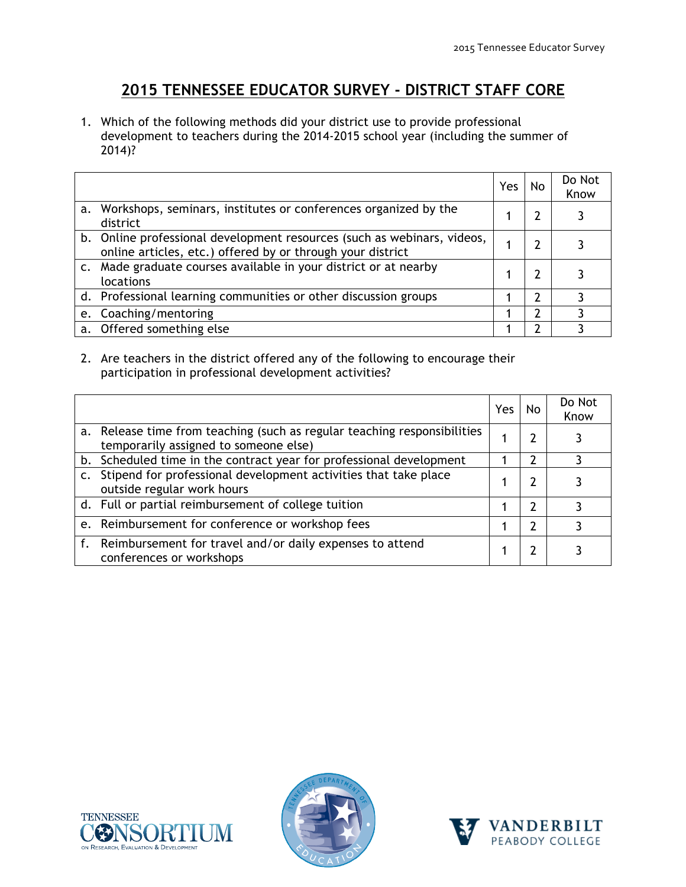# 2015 TENNESSEE EDUCATOR SURVEY - DISTRICT STAFF CORE

1. Which of the following methods did your district use to provide professional development to teachers during the 2014-2015 school year (including the summer of 2014)?

| | Yes | No | Do Not Know |
|---|---|---|---|
| a. Workshops, seminars, institutes or conferences organized by the district | 1 | 2 | 3 |
| b. Online professional development resources (such as webinars, videos, online articles, etc.) offered by or through your district | 1 | 2 | 3 |
| c. Made graduate courses available in your district or at nearby locations | 1 | 2 | 3 |
| d. Professional learning communities or other discussion groups | 1 | 2 | 3 |
| e. Coaching/mentoring | 1 | 2 | 3 |
| a. Offered something else | 1 | 2 | 3 |

2. Are teachers in the district offered any of the following to encourage their participation in professional development activities?

| | Yes | No | Do Not Know |
|---|---|---|---|
| a. Release time from teaching (such as regular teaching responsibilities temporarily assigned to someone else) | 1 | 2 | 3 |
| b. Scheduled time in the contract year for professional development | 1 | 2 | 3 |
| c. Stipend for professional development activities that take place outside regular work hours | 1 | 2 | 3 |
| d. Full or partial reimbursement of college tuition | 1 | 2 | 3 |
| e. Reimbursement for conference or workshop fees | 1 | 2 | 3 |
| f. Reimbursement for travel and/or daily expenses to attend conferences or workshops | 1 | 2 | 3 |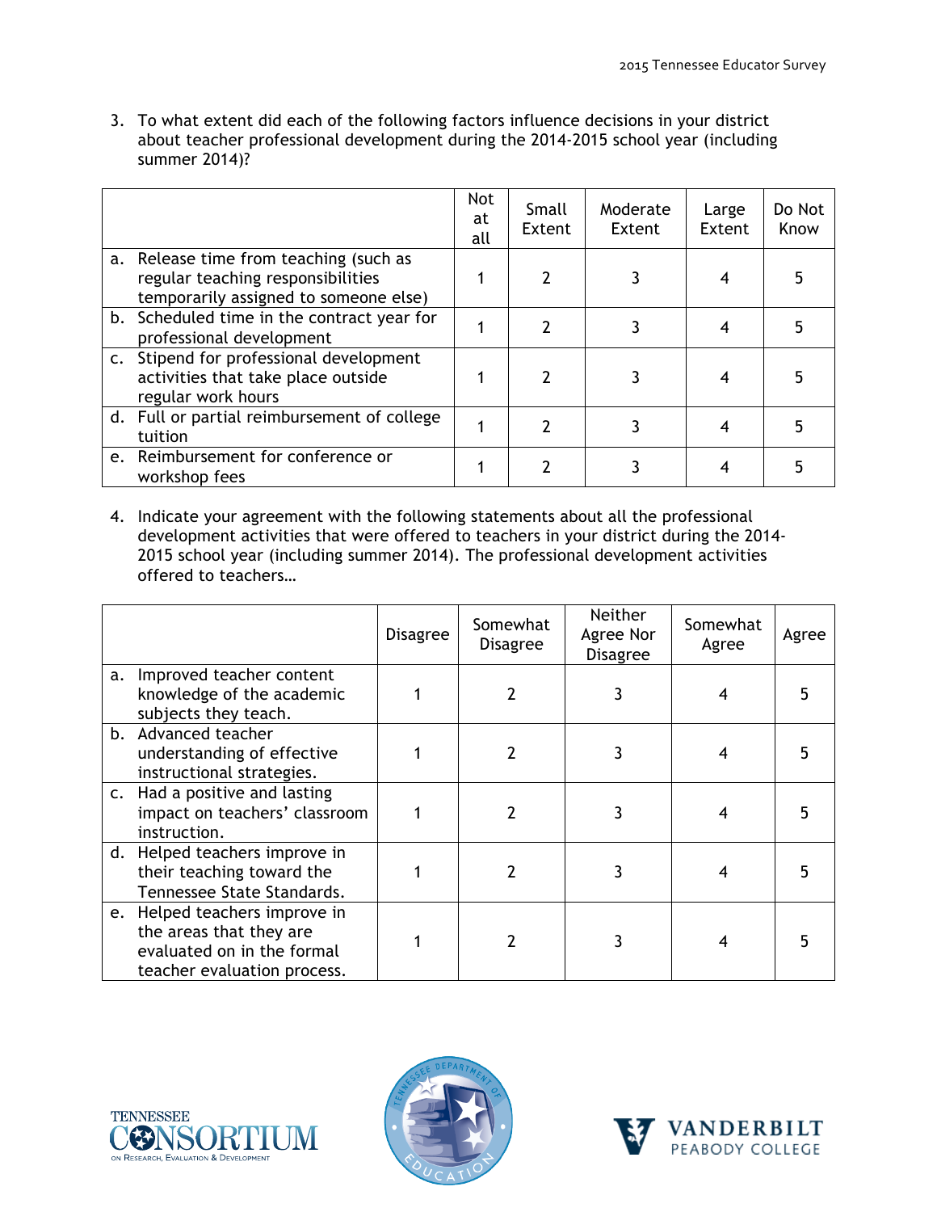3. To what extent did each of the following factors influence decisions in your district about teacher professional development during the 2014-2015 school year (including summer 2014)?

| | Not at all | Small Extent | Moderate Extent | Large Extent | Do Not Know |
|---|---|---|---|---|---|
| a. Release time from teaching (such as regular teaching responsibilities temporarily assigned to someone else) | 1 | 2 | 3 | 4 | 5 |
| b. Scheduled time in the contract year for professional development | 1 | 2 | 3 | 4 | 5 |
| c. Stipend for professional development activities that take place outside regular work hours | 1 | 2 | 3 | 4 | 5 |
| d. Full or partial reimbursement of college tuition | 1 | 2 | 3 | 4 | 5 |
| e. Reimbursement for conference or workshop fees | 1 | 2 | 3 | 4 | 5 |

4. Indicate your agreement with the following statements about all the professional development activities that were offered to teachers in your district during the 2014-2015 school year (including summer 2014). The professional development activities offered to teachers…

| | Disagree | Somewhat Disagree | Neither Agree Nor Disagree | Somewhat Agree | Agree |
|---|---|---|---|---|---|
| a. Improved teacher content knowledge of the academic subjects they teach. | 1 | 2 | 3 | 4 | 5 |
| b. Advanced teacher understanding of effective instructional strategies. | 1 | 2 | 3 | 4 | 5 |
| c. Had a positive and lasting impact on teachers' classroom instruction. | 1 | 2 | 3 | 4 | 5 |
| d. Helped teachers improve in their teaching toward the Tennessee State Standards. | 1 | 2 | 3 | 4 | 5 |
| e. Helped teachers improve in the areas that they are evaluated on in the formal teacher evaluation process. | 1 | 2 | 3 | 4 | 5 |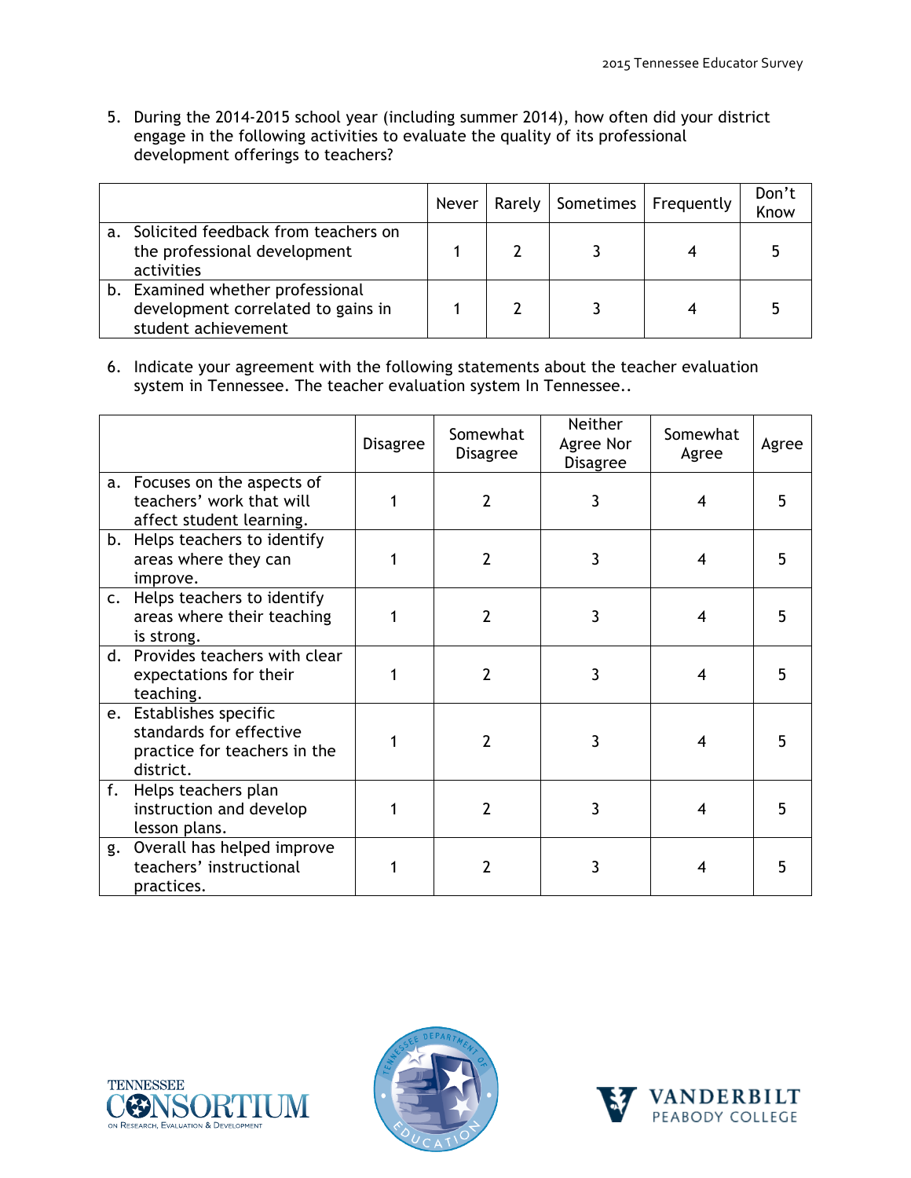5. During the 2014-2015 school year (including summer 2014), how often did your district engage in the following activities to evaluate the quality of its professional development offerings to teachers?

| | Never | Rarely | Sometimes | Frequently | Don't Know |
|---|---|---|---|---|---|
| a. Solicited feedback from teachers on the professional development activities | 1 | 2 | 3 | 4 | 5 |
| b. Examined whether professional development correlated to gains in student achievement | 1 | 2 | 3 | 4 | 5 |

6. Indicate your agreement with the following statements about the teacher evaluation system in Tennessee. The teacher evaluation system In Tennessee..

| | Disagree | Somewhat Disagree | Neither Agree Nor Disagree | Somewhat Agree | Agree |
|---|---|---|---|---|---|
| a. Focuses on the aspects of teachers' work that will affect student learning. | 1 | 2 | 3 | 4 | 5 |
| b. Helps teachers to identify areas where they can improve. | 1 | 2 | 3 | 4 | 5 |
| c. Helps teachers to identify areas where their teaching is strong. | 1 | 2 | 3 | 4 | 5 |
| d. Provides teachers with clear expectations for their teaching. | 1 | 2 | 3 | 4 | 5 |
| e. Establishes specific standards for effective practice for teachers in the district. | 1 | 2 | 3 | 4 | 5 |
| f. Helps teachers plan instruction and develop lesson plans. | 1 | 2 | 3 | 4 | 5 |
| g. Overall has helped improve teachers' instructional practices. | 1 | 2 | 3 | 4 | 5 |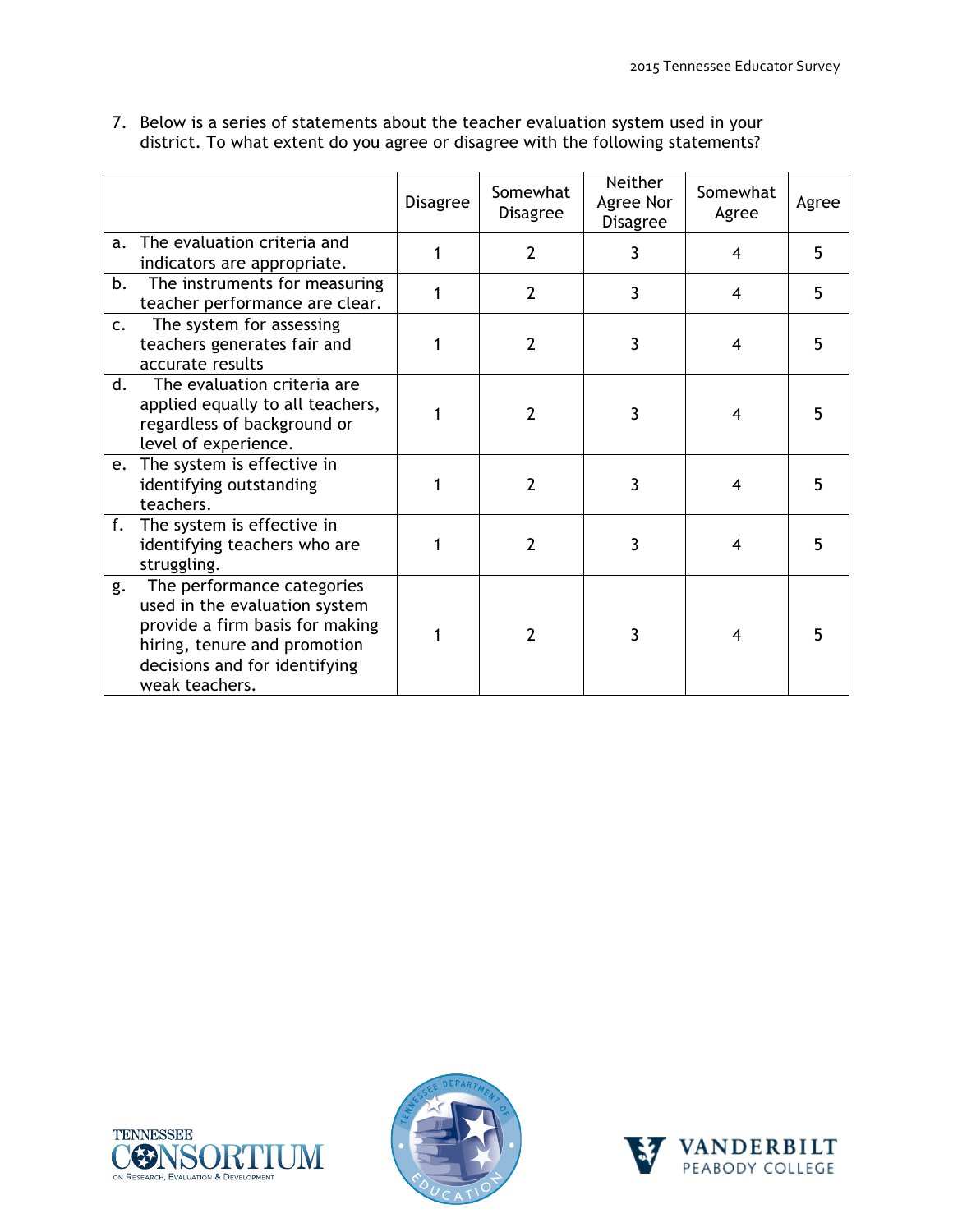7. Below is a series of statements about the teacher evaluation system used in your district. To what extent do you agree or disagree with the following statements?

| | Disagree | Somewhat Disagree | Neither Agree Nor Disagree | Somewhat Agree | Agree |
|---|---|---|---|---|---|
| a. The evaluation criteria and indicators are appropriate. | 1 | 2 | 3 | 4 | 5 |
| b. The instruments for measuring teacher performance are clear. | 1 | 2 | 3 | 4 | 5 |
| c. The system for assessing teachers generates fair and accurate results | 1 | 2 | 3 | 4 | 5 |
| d. The evaluation criteria are applied equally to all teachers, regardless of background or level of experience. | 1 | 2 | 3 | 4 | 5 |
| e. The system is effective in identifying outstanding teachers. | 1 | 2 | 3 | 4 | 5 |
| f. The system is effective in identifying teachers who are struggling. | 1 | 2 | 3 | 4 | 5 |
| g. The performance categories used in the evaluation system provide a firm basis for making hiring, tenure and promotion decisions and for identifying weak teachers. | 1 | 2 | 3 | 4 | 5 |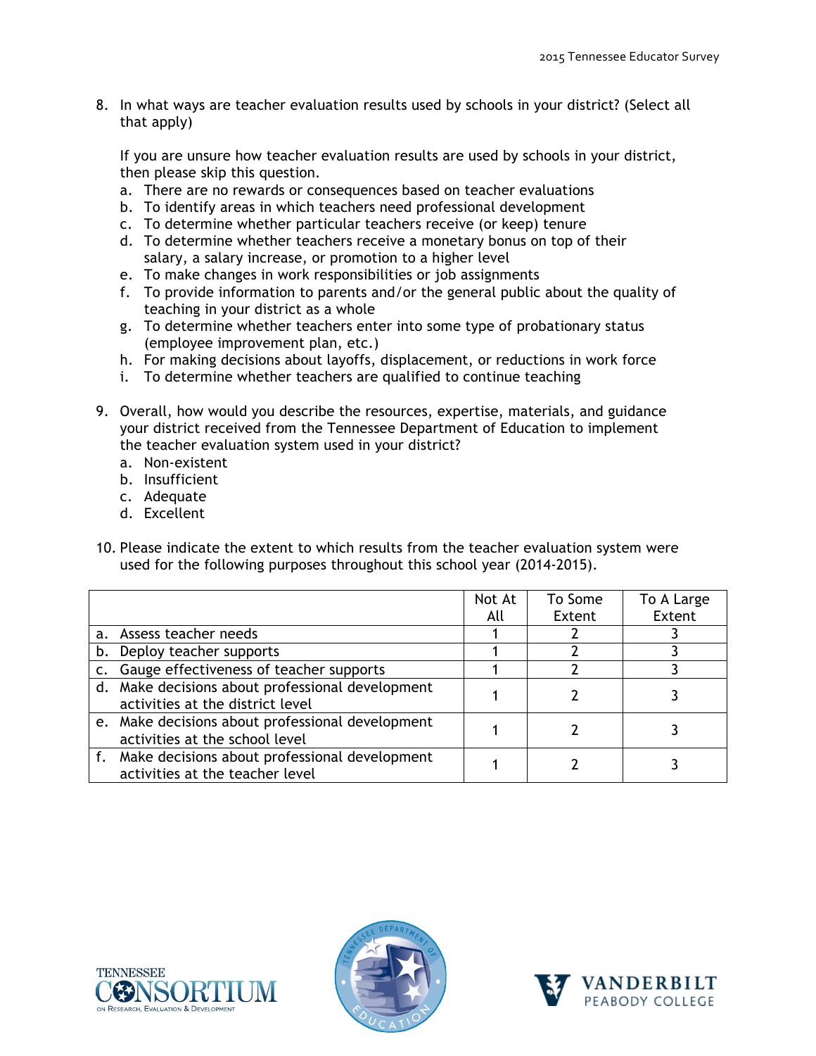8. In what ways are teacher evaluation results used by schools in your district? (Select all that apply)

   If you are unsure how teacher evaluation results are used by schools in your district, then please skip this question.

   a. There are no rewards or consequences based on teacher evaluations
   b. To identify areas in which teachers need professional development
   c. To determine whether particular teachers receive (or keep) tenure
   d. To determine whether teachers receive a monetary bonus on top of their salary, a salary increase, or promotion to a higher level
   e. To make changes in work responsibilities or job assignments
   f. To provide information to parents and/or the general public about the quality of teaching in your district as a whole
   g. To determine whether teachers enter into some type of probationary status (employee improvement plan, etc.)
   h. For making decisions about layoffs, displacement, or reductions in work force
   i. To determine whether teachers are qualified to continue teaching

9. Overall, how would you describe the resources, expertise, materials, and guidance your district received from the Tennessee Department of Education to implement the teacher evaluation system used in your district?
   a. Non-existent
   b. Insufficient
   c. Adequate
   d. Excellent

10. Please indicate the extent to which results from the teacher evaluation system were used for the following purposes throughout this school year (2014-2015).

| | Not At All | To Some Extent | To A Large Extent |
|---|---|---|---|
| a. Assess teacher needs | 1 | 2 | 3 |
| b. Deploy teacher supports | 1 | 2 | 3 |
| c. Gauge effectiveness of teacher supports | 1 | 2 | 3 |
| d. Make decisions about professional development activities at the district level | 1 | 2 | 3 |
| e. Make decisions about professional development activities at the school level | 1 | 2 | 3 |
| f. Make decisions about professional development activities at the teacher level | 1 | 2 | 3 |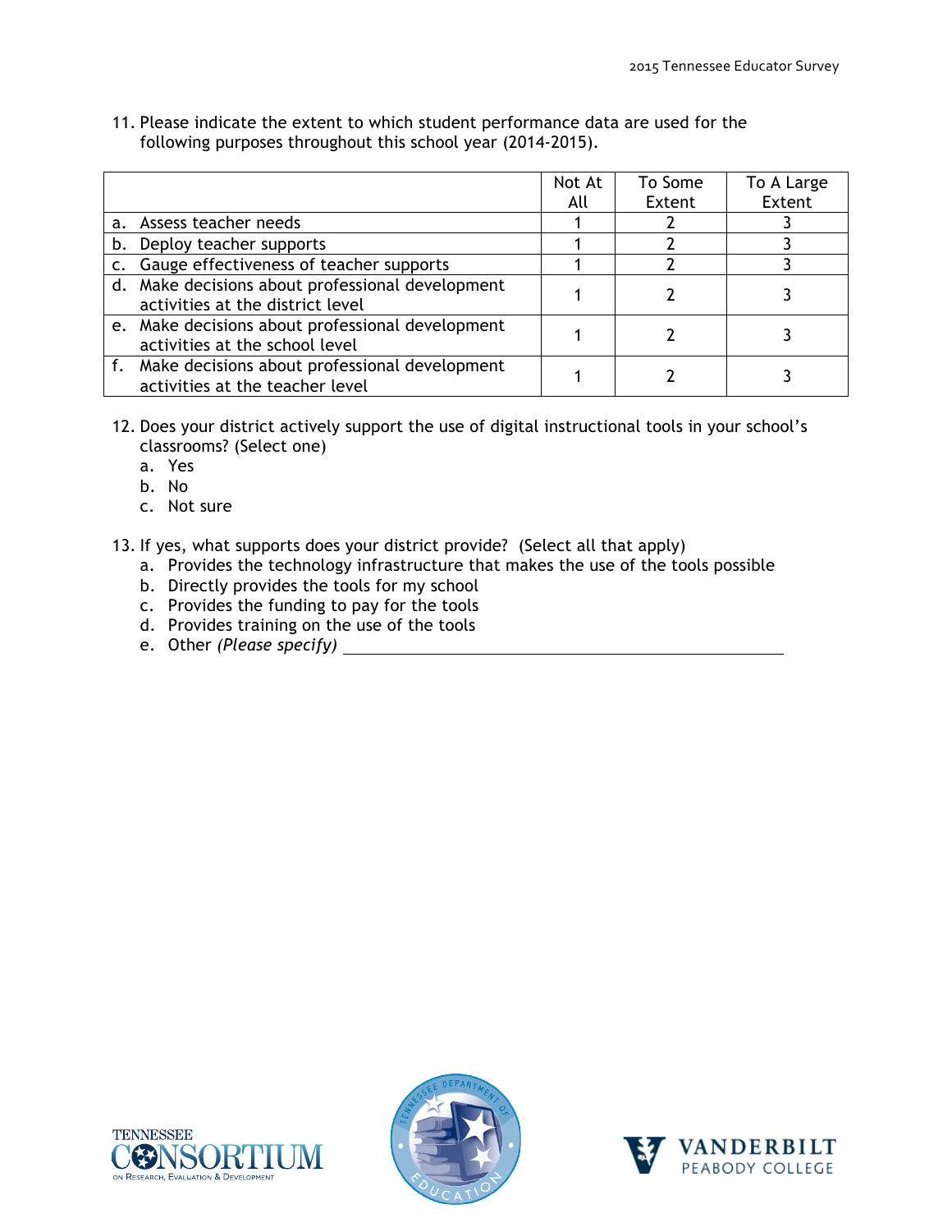11. Please indicate the extent to which student performance data are used for the following purposes throughout this school year (2014-2015).

| | Not At All | To Some Extent | To A Large Extent |
|---|---|---|---|
| a. Assess teacher needs | 1 | 2 | 3 |
| b. Deploy teacher supports | 1 | 2 | 3 |
| c. Gauge effectiveness of teacher supports | 1 | 2 | 3 |
| d. Make decisions about professional development activities at the district level | 1 | 2 | 3 |
| e. Make decisions about professional development activities at the school level | 1 | 2 | 3 |
| f. Make decisions about professional development activities at the teacher level | 1 | 2 | 3 |

12. Does your district actively support the use of digital instructional tools in your school's classrooms? (Select one)
    a. Yes
    b. No
    c. Not sure

13. If yes, what supports does your district provide? (Select all that apply)
    a. Provides the technology infrastructure that makes the use of the tools possible
    b. Directly provides the tools for my school
    c. Provides the funding to pay for the tools
    d. Provides training on the use of the tools
    e. Other *(Please specify)* ______________________________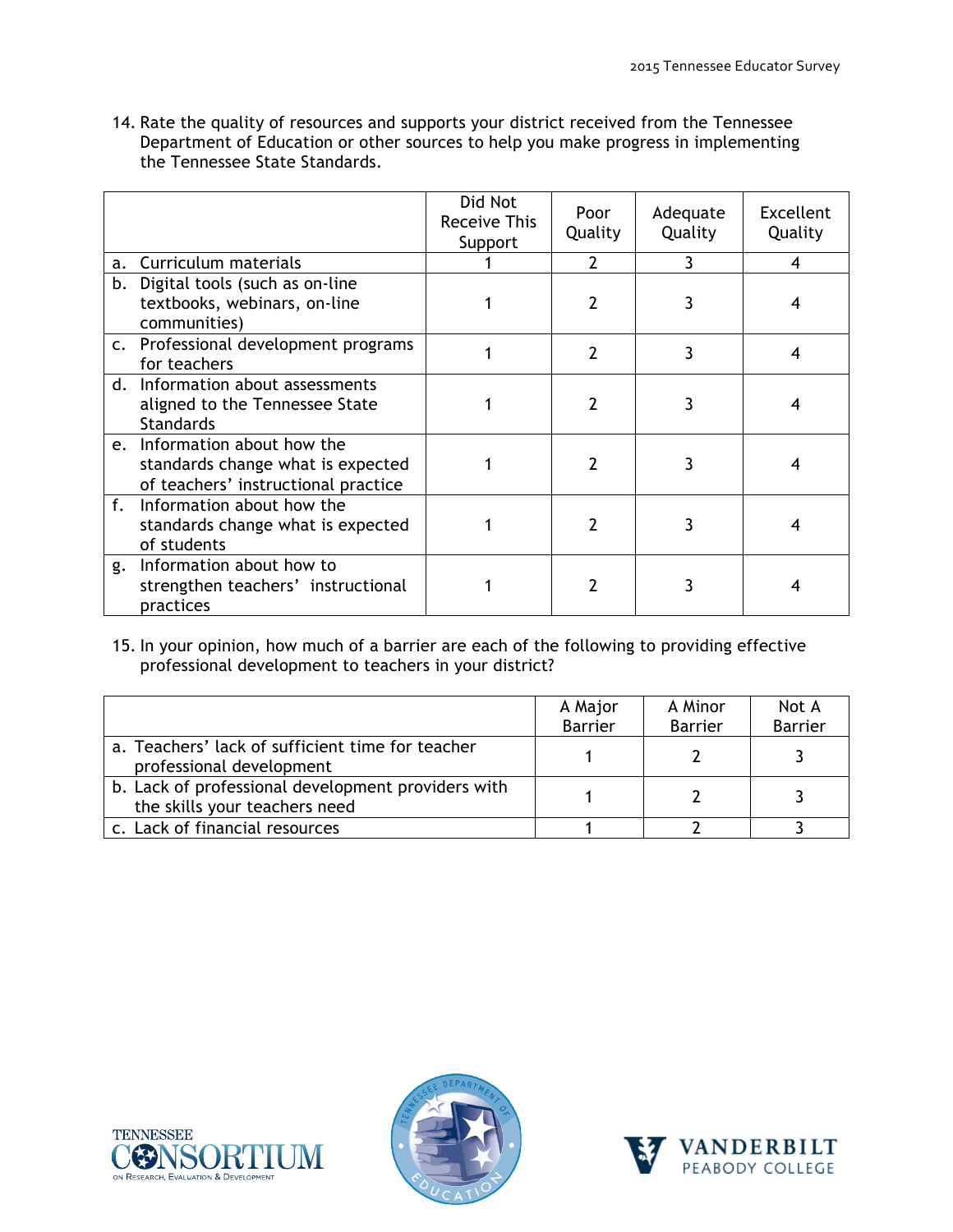14. Rate the quality of resources and supports your district received from the Tennessee Department of Education or other sources to help you make progress in implementing the Tennessee State Standards.

| | Did Not Receive This Support | Poor Quality | Adequate Quality | Excellent Quality |
|---|---|---|---|---|
| a. Curriculum materials | 1 | 2 | 3 | 4 |
| b. Digital tools (such as on-line textbooks, webinars, on-line communities) | 1 | 2 | 3 | 4 |
| c. Professional development programs for teachers | 1 | 2 | 3 | 4 |
| d. Information about assessments aligned to the Tennessee State Standards | 1 | 2 | 3 | 4 |
| e. Information about how the standards change what is expected of teachers' instructional practice | 1 | 2 | 3 | 4 |
| f. Information about how the standards change what is expected of students | 1 | 2 | 3 | 4 |
| g. Information about how to strengthen teachers' instructional practices | 1 | 2 | 3 | 4 |

15. In your opinion, how much of a barrier are each of the following to providing effective professional development to teachers in your district?

| | A Major Barrier | A Minor Barrier | Not A Barrier |
|---|---|---|---|
| a. Teachers' lack of sufficient time for teacher professional development | 1 | 2 | 3 |
| b. Lack of professional development providers with the skills your teachers need | 1 | 2 | 3 |
| c. Lack of financial resources | 1 | 2 | 3 |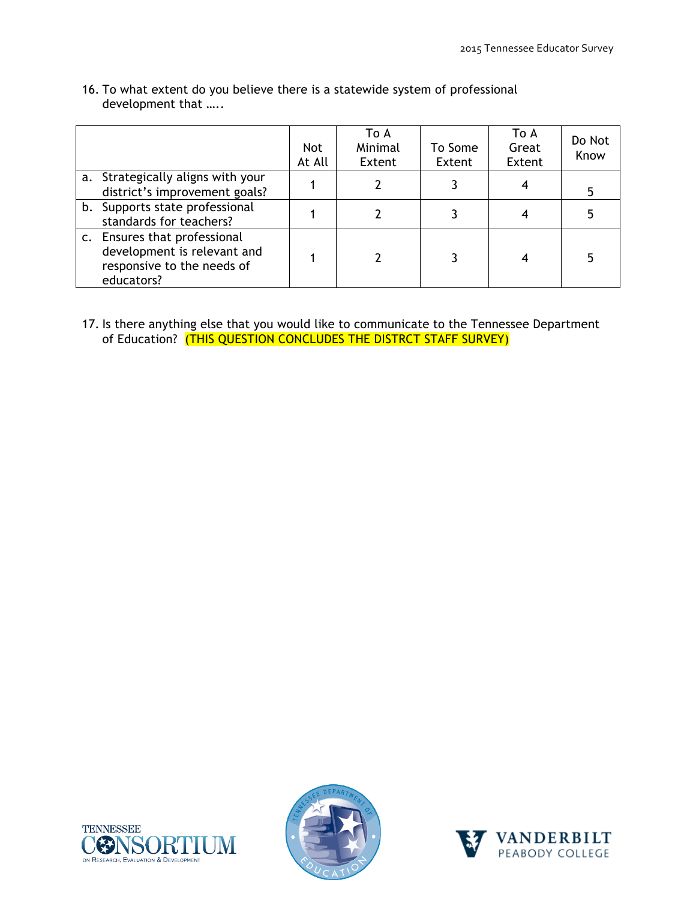16. To what extent do you believe there is a statewide system of professional development that …..

| | Not At All | To A Minimal Extent | To Some Extent | To A Great Extent | Do Not Know |
|---|---|---|---|---|---|
| a. Strategically aligns with your district's improvement goals? | 1 | 2 | 3 | 4 | 5 |
| b. Supports state professional standards for teachers? | 1 | 2 | 3 | 4 | 5 |
| c. Ensures that professional development is relevant and responsive to the needs of educators? | 1 | 2 | 3 | 4 | 5 |

17. Is there anything else that you would like to communicate to the Tennessee Department of Education? (THIS QUESTION CONCLUDES THE DISTRCT STAFF SURVEY)